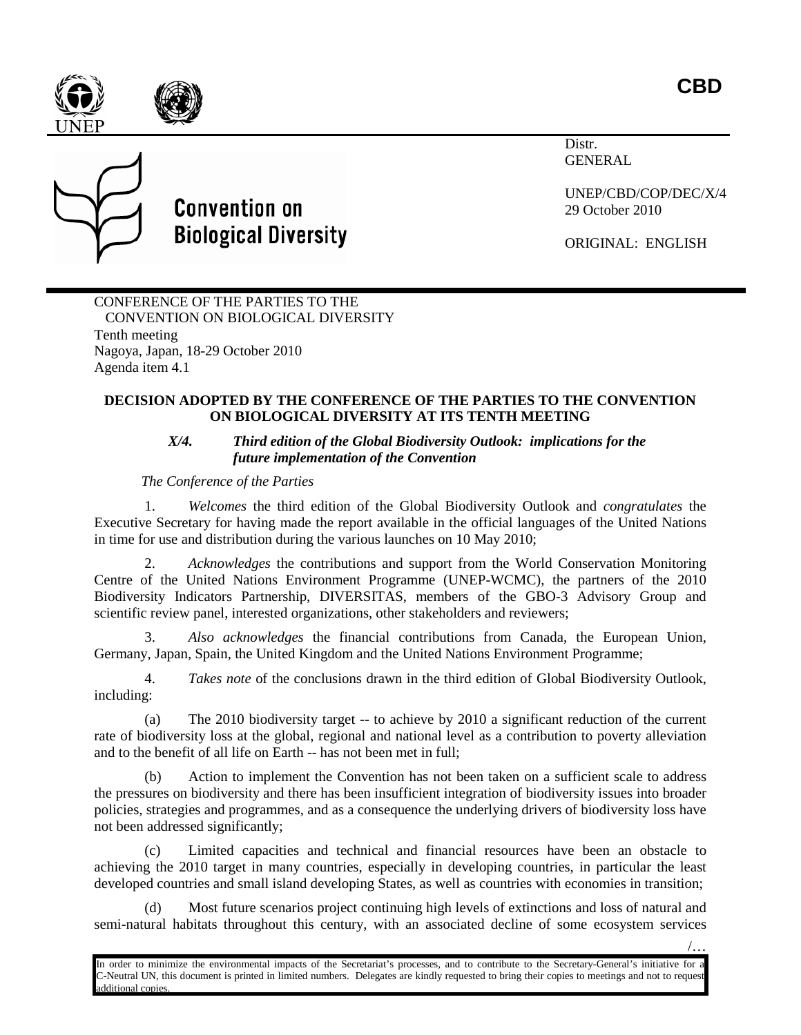**CBD**

Distr.
GENERAL

UNEP/CBD/COP/DEC/X/4
29 October 2010

ORIGINAL: ENGLISH

**Convention on Biological Diversity**

CONFERENCE OF THE PARTIES TO THE CONVENTION ON BIOLOGICAL DIVERSITY
Tenth meeting
Nagoya, Japan, 18-29 October 2010
Agenda item 4.1

**DECISION ADOPTED BY THE CONFERENCE OF THE PARTIES TO THE CONVENTION ON BIOLOGICAL DIVERSITY AT ITS TENTH MEETING**

***X/4. Third edition of the Global Biodiversity Outlook: implications for the future implementation of the Convention***

*The Conference of the Parties*

1. *Welcomes* the third edition of the Global Biodiversity Outlook and *congratulates* the Executive Secretary for having made the report available in the official languages of the United Nations in time for use and distribution during the various launches on 10 May 2010;

2. *Acknowledges* the contributions and support from the World Conservation Monitoring Centre of the United Nations Environment Programme (UNEP-WCMC), the partners of the 2010 Biodiversity Indicators Partnership, DIVERSITAS, members of the GBO-3 Advisory Group and scientific review panel, interested organizations, other stakeholders and reviewers;

3. *Also acknowledges* the financial contributions from Canada, the European Union, Germany, Japan, Spain, the United Kingdom and the United Nations Environment Programme;

4. *Takes note* of the conclusions drawn in the third edition of Global Biodiversity Outlook, including:

(a) The 2010 biodiversity target -- to achieve by 2010 a significant reduction of the current rate of biodiversity loss at the global, regional and national level as a contribution to poverty alleviation and to the benefit of all life on Earth -- has not been met in full;

(b) Action to implement the Convention has not been taken on a sufficient scale to address the pressures on biodiversity and there has been insufficient integration of biodiversity issues into broader policies, strategies and programmes, and as a consequence the underlying drivers of biodiversity loss have not been addressed significantly;

(c) Limited capacities and technical and financial resources have been an obstacle to achieving the 2010 target in many countries, especially in developing countries, in particular the least developed countries and small island developing States, as well as countries with economies in transition;

(d) Most future scenarios project continuing high levels of extinctions and loss of natural and semi-natural habitats throughout this century, with an associated decline of some ecosystem services

In order to minimize the environmental impacts of the Secretariat's processes, and to contribute to the Secretary-General's initiative for a C-Neutral UN, this document is printed in limited numbers. Delegates are kindly requested to bring their copies to meetings and not to request additional copies.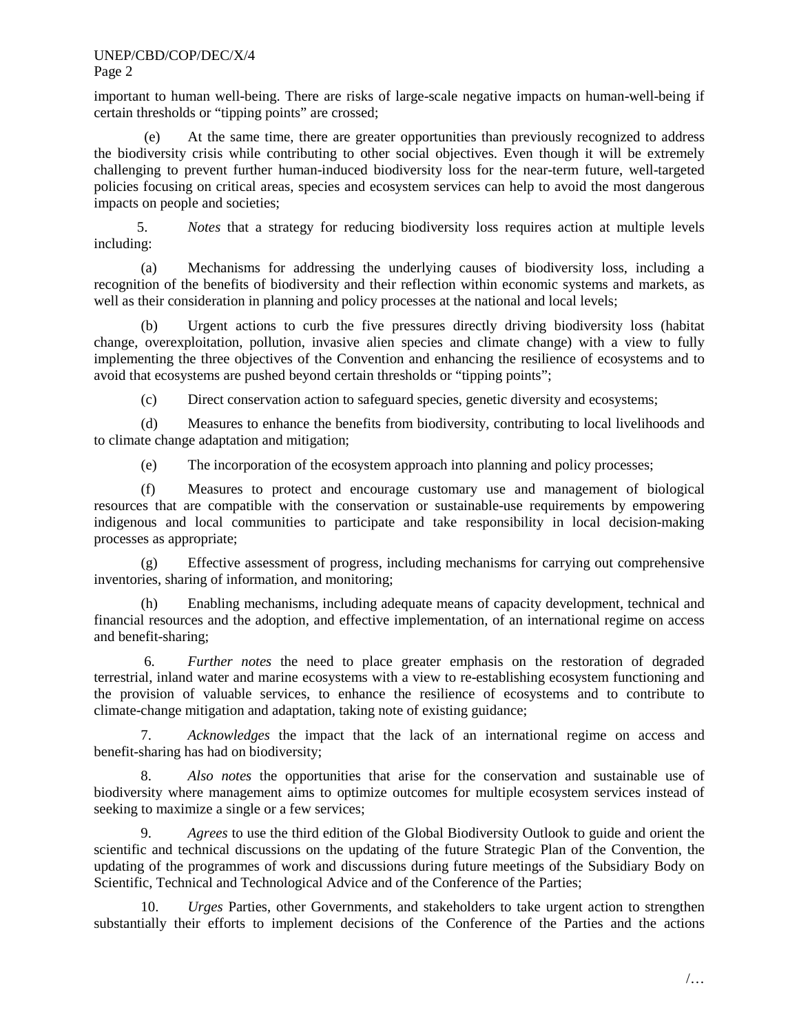important to human well-being. There are risks of large-scale negative impacts on human-well-being if certain thresholds or "tipping points" are crossed;

(e) At the same time, there are greater opportunities than previously recognized to address the biodiversity crisis while contributing to other social objectives. Even though it will be extremely challenging to prevent further human-induced biodiversity loss for the near-term future, well-targeted policies focusing on critical areas, species and ecosystem services can help to avoid the most dangerous impacts on people and societies;

5. *Notes* that a strategy for reducing biodiversity loss requires action at multiple levels including:

(a) Mechanisms for addressing the underlying causes of biodiversity loss, including a recognition of the benefits of biodiversity and their reflection within economic systems and markets, as well as their consideration in planning and policy processes at the national and local levels;

(b) Urgent actions to curb the five pressures directly driving biodiversity loss (habitat change, overexploitation, pollution, invasive alien species and climate change) with a view to fully implementing the three objectives of the Convention and enhancing the resilience of ecosystems and to avoid that ecosystems are pushed beyond certain thresholds or "tipping points";

(c) Direct conservation action to safeguard species, genetic diversity and ecosystems;

(d) Measures to enhance the benefits from biodiversity, contributing to local livelihoods and to climate change adaptation and mitigation;

(e) The incorporation of the ecosystem approach into planning and policy processes;

(f) Measures to protect and encourage customary use and management of biological resources that are compatible with the conservation or sustainable-use requirements by empowering indigenous and local communities to participate and take responsibility in local decision-making processes as appropriate;

(g) Effective assessment of progress, including mechanisms for carrying out comprehensive inventories, sharing of information, and monitoring;

(h) Enabling mechanisms, including adequate means of capacity development, technical and financial resources and the adoption, and effective implementation, of an international regime on access and benefit-sharing;

6. *Further notes* the need to place greater emphasis on the restoration of degraded terrestrial, inland water and marine ecosystems with a view to re-establishing ecosystem functioning and the provision of valuable services, to enhance the resilience of ecosystems and to contribute to climate-change mitigation and adaptation, taking note of existing guidance;

7. *Acknowledges* the impact that the lack of an international regime on access and benefit-sharing has had on biodiversity;

8. *Also notes* the opportunities that arise for the conservation and sustainable use of biodiversity where management aims to optimize outcomes for multiple ecosystem services instead of seeking to maximize a single or a few services;

9. *Agrees* to use the third edition of the Global Biodiversity Outlook to guide and orient the scientific and technical discussions on the updating of the future Strategic Plan of the Convention, the updating of the programmes of work and discussions during future meetings of the Subsidiary Body on Scientific, Technical and Technological Advice and of the Conference of the Parties;

10. *Urges* Parties, other Governments, and stakeholders to take urgent action to strengthen substantially their efforts to implement decisions of the Conference of the Parties and the actions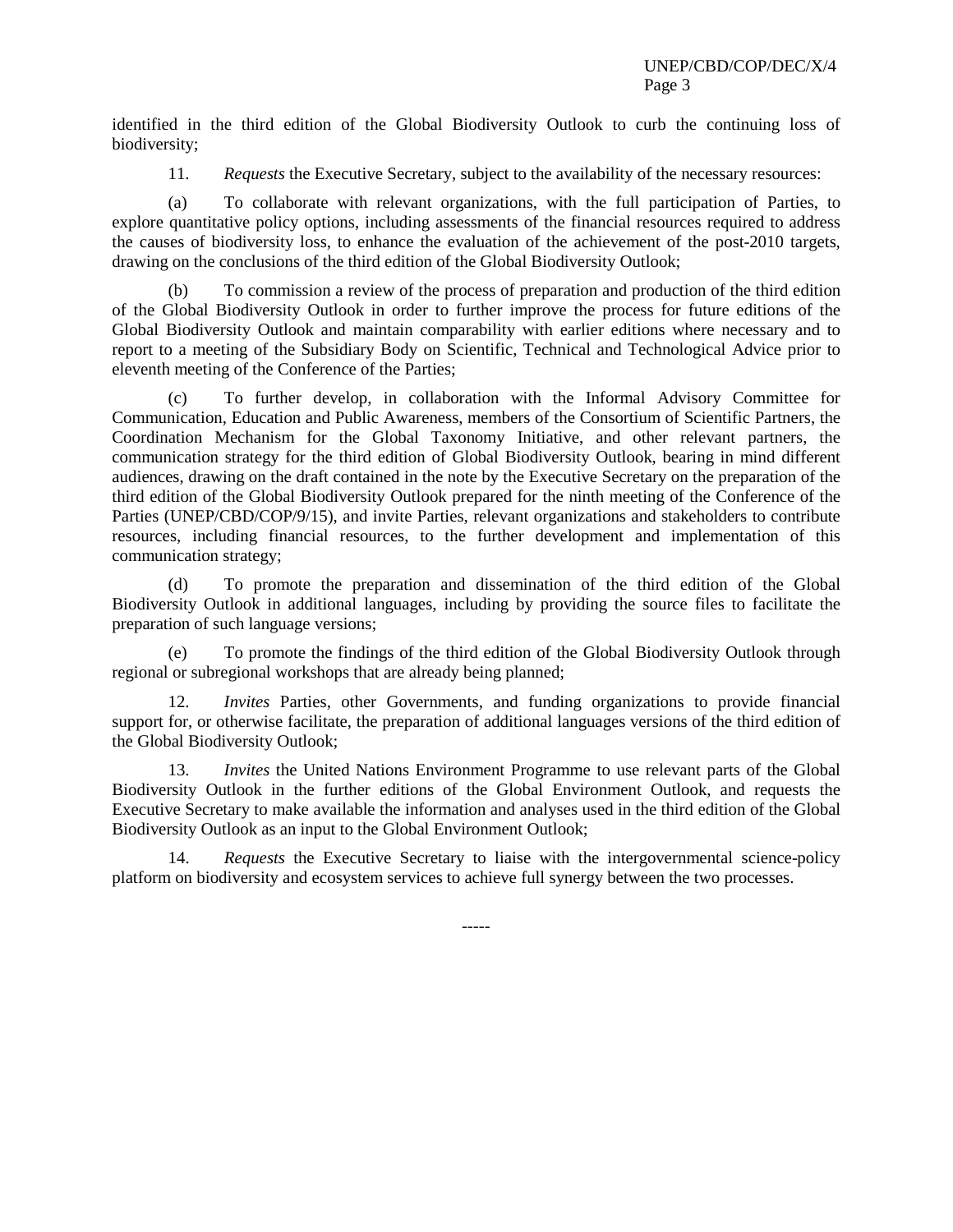identified in the third edition of the Global Biodiversity Outlook to curb the continuing loss of biodiversity;

11. *Requests* the Executive Secretary, subject to the availability of the necessary resources:

(a) To collaborate with relevant organizations, with the full participation of Parties, to explore quantitative policy options, including assessments of the financial resources required to address the causes of biodiversity loss, to enhance the evaluation of the achievement of the post-2010 targets, drawing on the conclusions of the third edition of the Global Biodiversity Outlook;

(b) To commission a review of the process of preparation and production of the third edition of the Global Biodiversity Outlook in order to further improve the process for future editions of the Global Biodiversity Outlook and maintain comparability with earlier editions where necessary and to report to a meeting of the Subsidiary Body on Scientific, Technical and Technological Advice prior to eleventh meeting of the Conference of the Parties;

(c) To further develop, in collaboration with the Informal Advisory Committee for Communication, Education and Public Awareness, members of the Consortium of Scientific Partners, the Coordination Mechanism for the Global Taxonomy Initiative, and other relevant partners, the communication strategy for the third edition of Global Biodiversity Outlook, bearing in mind different audiences, drawing on the draft contained in the note by the Executive Secretary on the preparation of the third edition of the Global Biodiversity Outlook prepared for the ninth meeting of the Conference of the Parties (UNEP/CBD/COP/9/15), and invite Parties, relevant organizations and stakeholders to contribute resources, including financial resources, to the further development and implementation of this communication strategy;

(d) To promote the preparation and dissemination of the third edition of the Global Biodiversity Outlook in additional languages, including by providing the source files to facilitate the preparation of such language versions;

(e) To promote the findings of the third edition of the Global Biodiversity Outlook through regional or subregional workshops that are already being planned;

12. *Invites* Parties, other Governments, and funding organizations to provide financial support for, or otherwise facilitate, the preparation of additional languages versions of the third edition of the Global Biodiversity Outlook;

13. *Invites* the United Nations Environment Programme to use relevant parts of the Global Biodiversity Outlook in the further editions of the Global Environment Outlook, and requests the Executive Secretary to make available the information and analyses used in the third edition of the Global Biodiversity Outlook as an input to the Global Environment Outlook;

14. *Requests* the Executive Secretary to liaise with the intergovernmental science-policy platform on biodiversity and ecosystem services to achieve full synergy between the two processes.

-----